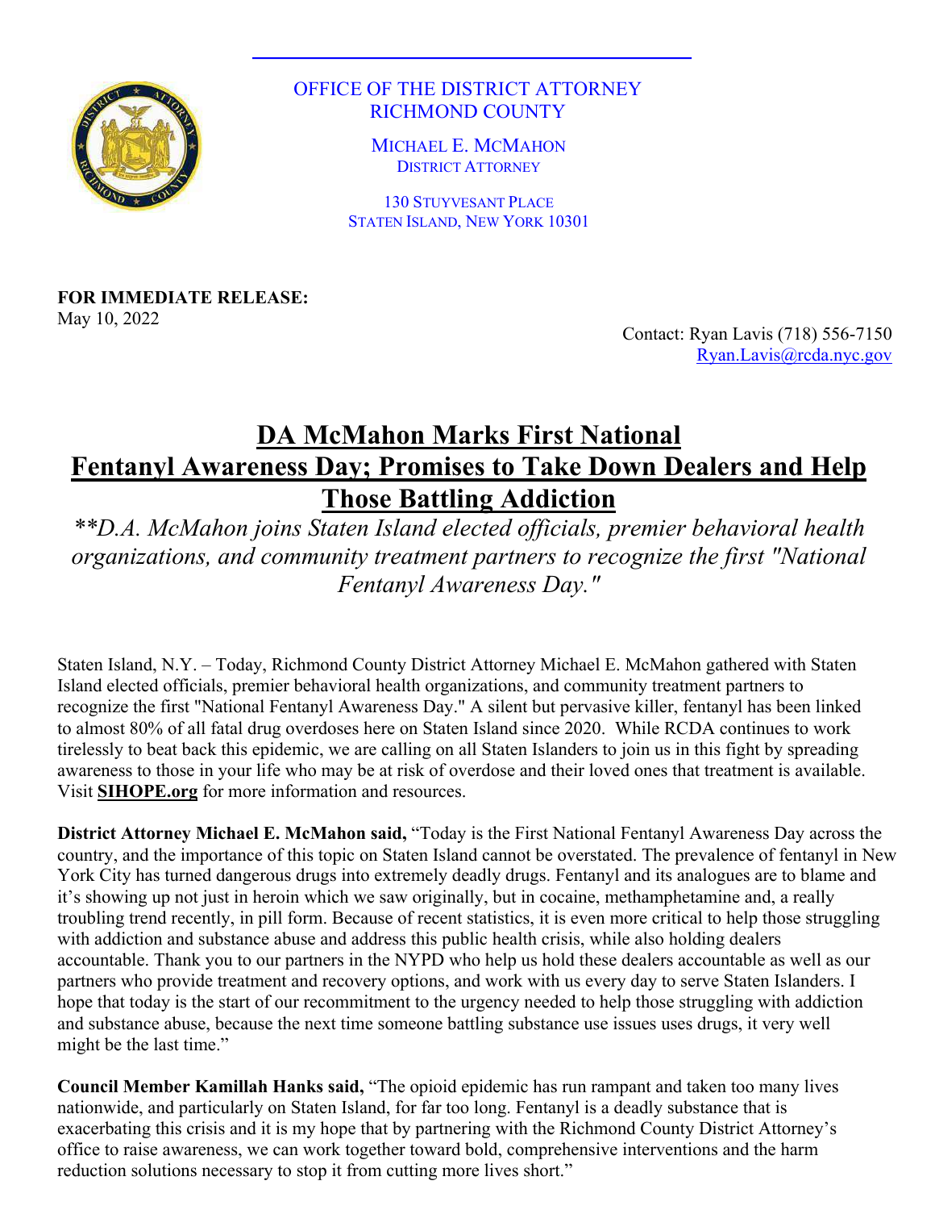OFFICE OF THE DISTRICT ATTORNEY
RICHMOND COUNTY

MICHAEL E. MCMAHON
DISTRICT ATTORNEY

130 STUYVESANT PLACE
STATEN ISLAND, NEW YORK 10301

**FOR IMMEDIATE RELEASE:**
May 10, 2022

Contact: Ryan Lavis (718) 556-7150
Ryan.Lavis@rcda.nyc.gov

# DA McMahon Marks First National Fentanyl Awareness Day; Promises to Take Down Dealers and Help Those Battling Addiction

*\*\*D.A. McMahon joins Staten Island elected officials, premier behavioral health organizations, and community treatment partners to recognize the first "National Fentanyl Awareness Day."*

Staten Island, N.Y. – Today, Richmond County District Attorney Michael E. McMahon gathered with Staten Island elected officials, premier behavioral health organizations, and community treatment partners to recognize the first "National Fentanyl Awareness Day." A silent but pervasive killer, fentanyl has been linked to almost 80% of all fatal drug overdoses here on Staten Island since 2020. While RCDA continues to work tirelessly to beat back this epidemic, we are calling on all Staten Islanders to join us in this fight by spreading awareness to those in your life who may be at risk of overdose and their loved ones that treatment is available. Visit **SIHOPE.org** for more information and resources.

**District Attorney Michael E. McMahon said,** "Today is the First National Fentanyl Awareness Day across the country, and the importance of this topic on Staten Island cannot be overstated. The prevalence of fentanyl in New York City has turned dangerous drugs into extremely deadly drugs. Fentanyl and its analogues are to blame and it's showing up not just in heroin which we saw originally, but in cocaine, methamphetamine and, a really troubling trend recently, in pill form. Because of recent statistics, it is even more critical to help those struggling with addiction and substance abuse and address this public health crisis, while also holding dealers accountable. Thank you to our partners in the NYPD who help us hold these dealers accountable as well as our partners who provide treatment and recovery options, and work with us every day to serve Staten Islanders. I hope that today is the start of our recommitment to the urgency needed to help those struggling with addiction and substance abuse, because the next time someone battling substance use issues uses drugs, it very well might be the last time."

**Council Member Kamillah Hanks said,** "The opioid epidemic has run rampant and taken too many lives nationwide, and particularly on Staten Island, for far too long. Fentanyl is a deadly substance that is exacerbating this crisis and it is my hope that by partnering with the Richmond County District Attorney's office to raise awareness, we can work together toward bold, comprehensive interventions and the harm reduction solutions necessary to stop it from cutting more lives short."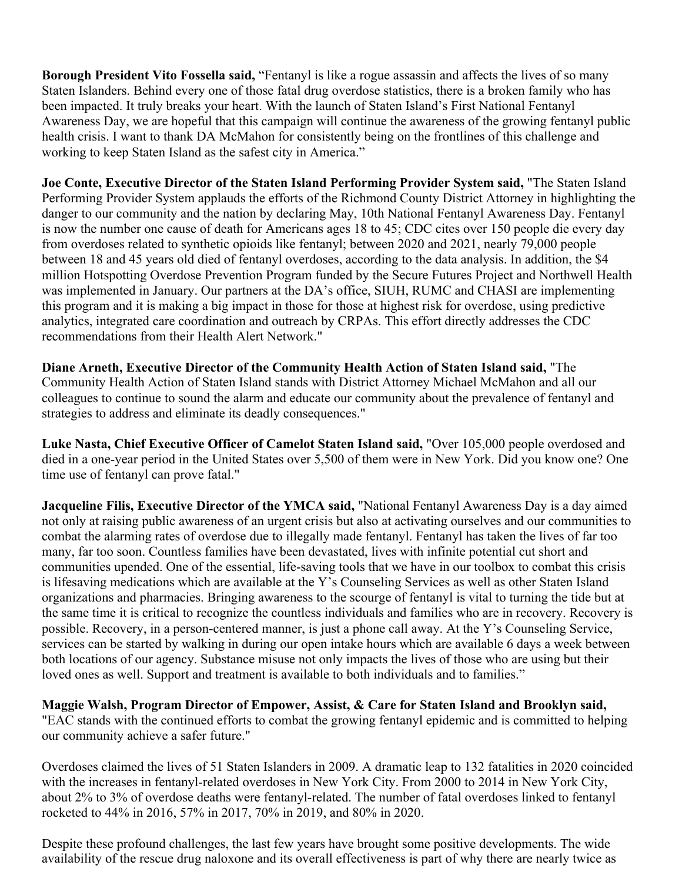**Borough President Vito Fossella said,** "Fentanyl is like a rogue assassin and affects the lives of so many Staten Islanders. Behind every one of those fatal drug overdose statistics, there is a broken family who has been impacted. It truly breaks your heart. With the launch of Staten Island's First National Fentanyl Awareness Day, we are hopeful that this campaign will continue the awareness of the growing fentanyl public health crisis. I want to thank DA McMahon for consistently being on the frontlines of this challenge and working to keep Staten Island as the safest city in America."

**Joe Conte, Executive Director of the Staten Island Performing Provider System said,** "The Staten Island Performing Provider System applauds the efforts of the Richmond County District Attorney in highlighting the danger to our community and the nation by declaring May, 10th National Fentanyl Awareness Day. Fentanyl is now the number one cause of death for Americans ages 18 to 45; CDC cites over 150 people die every day from overdoses related to synthetic opioids like fentanyl; between 2020 and 2021, nearly 79,000 people between 18 and 45 years old died of fentanyl overdoses, according to the data analysis. In addition, the $4 million Hotspotting Overdose Prevention Program funded by the Secure Futures Project and Northwell Health was implemented in January. Our partners at the DA's office, SIUH, RUMC and CHASI are implementing this program and it is making a big impact in those for those at highest risk for overdose, using predictive analytics, integrated care coordination and outreach by CRPAs. This effort directly addresses the CDC recommendations from their Health Alert Network."

**Diane Arneth, Executive Director of the Community Health Action of Staten Island said,** "The Community Health Action of Staten Island stands with District Attorney Michael McMahon and all our colleagues to continue to sound the alarm and educate our community about the prevalence of fentanyl and strategies to address and eliminate its deadly consequences."

**Luke Nasta, Chief Executive Officer of Camelot Staten Island said,** "Over 105,000 people overdosed and died in a one-year period in the United States over 5,500 of them were in New York. Did you know one? One time use of fentanyl can prove fatal."

**Jacqueline Filis, Executive Director of the YMCA said,** "National Fentanyl Awareness Day is a day aimed not only at raising public awareness of an urgent crisis but also at activating ourselves and our communities to combat the alarming rates of overdose due to illegally made fentanyl. Fentanyl has taken the lives of far too many, far too soon. Countless families have been devastated, lives with infinite potential cut short and communities upended. One of the essential, life-saving tools that we have in our toolbox to combat this crisis is lifesaving medications which are available at the Y's Counseling Services as well as other Staten Island organizations and pharmacies. Bringing awareness to the scourge of fentanyl is vital to turning the tide but at the same time it is critical to recognize the countless individuals and families who are in recovery. Recovery is possible. Recovery, in a person-centered manner, is just a phone call away. At the Y's Counseling Service, services can be started by walking in during our open intake hours which are available 6 days a week between both locations of our agency. Substance misuse not only impacts the lives of those who are using but their loved ones as well. Support and treatment is available to both individuals and to families."

**Maggie Walsh, Program Director of Empower, Assist, & Care for Staten Island and Brooklyn said,** "EAC stands with the continued efforts to combat the growing fentanyl epidemic and is committed to helping our community achieve a safer future."

Overdoses claimed the lives of 51 Staten Islanders in 2009. A dramatic leap to 132 fatalities in 2020 coincided with the increases in fentanyl-related overdoses in New York City. From 2000 to 2014 in New York City, about 2% to 3% of overdose deaths were fentanyl-related. The number of fatal overdoses linked to fentanyl rocketed to 44% in 2016, 57% in 2017, 70% in 2019, and 80% in 2020.

Despite these profound challenges, the last few years have brought some positive developments. The wide availability of the rescue drug naloxone and its overall effectiveness is part of why there are nearly twice as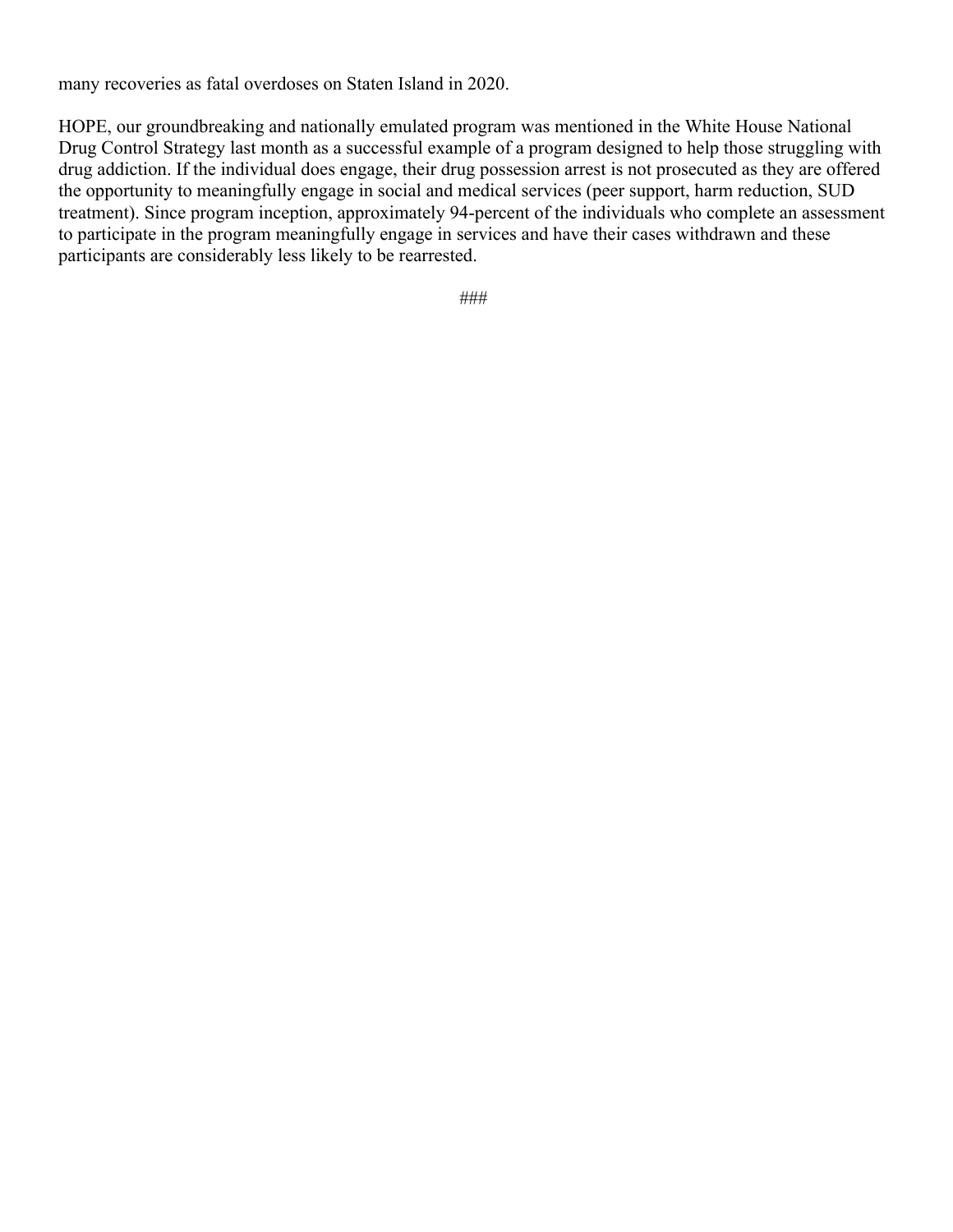many recoveries as fatal overdoses on Staten Island in 2020.

HOPE, our groundbreaking and nationally emulated program was mentioned in the White House National Drug Control Strategy last month as a successful example of a program designed to help those struggling with drug addiction. If the individual does engage, their drug possession arrest is not prosecuted as they are offered the opportunity to meaningfully engage in social and medical services (peer support, harm reduction, SUD treatment). Since program inception, approximately 94-percent of the individuals who complete an assessment to participate in the program meaningfully engage in services and have their cases withdrawn and these participants are considerably less likely to be rearrested.

###